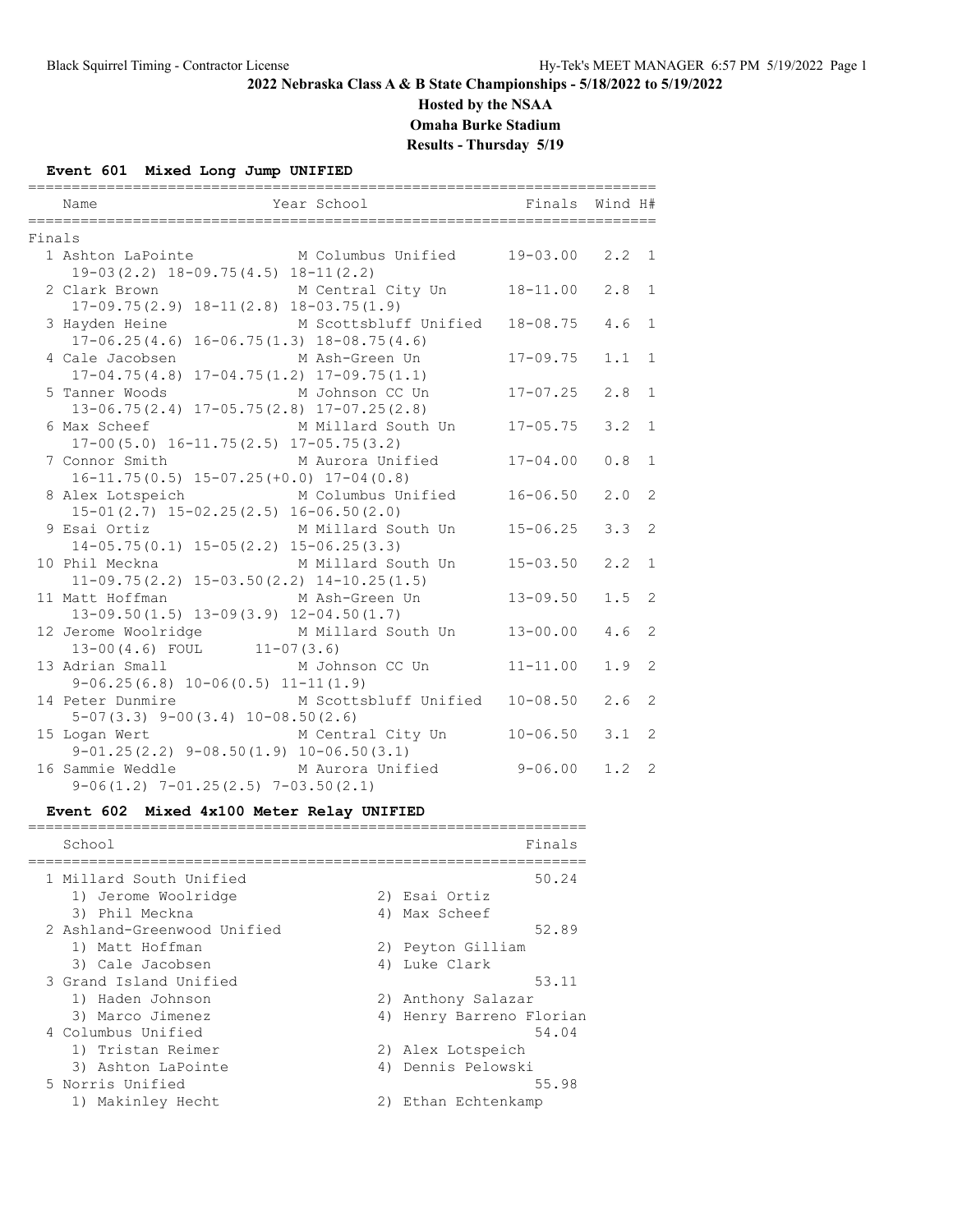## 2022 Nebraska Class A & B State Championships - 5/18/2022 to 5/19/2022

**Hosted by the NSAA**

**Omaha Burke Stadium**

**Results - Thursday 5/19**

### Event 601 Mixed Long Jump UNIFIED

**Finals**

| Place | Name | Year | School | Finals | Wind | H# |
|---|---|---|---|---|---|---|
| 1 | Ashton LaPointe | M | Columbus Unified | 19-03.00 | 2.2 | 1 |
| | 19-03(2.2) 18-09.75(4.5) 18-11(2.2) | | | | | |
| 2 | Clark Brown | M | Central City Un | 18-11.00 | 2.8 | 1 |
| | 17-09.75(2.9) 18-11(2.8) 18-03.75(1.9) | | | | | |
| 3 | Hayden Heine | M | Scottsbluff Unified | 18-08.75 | 4.6 | 1 |
| | 17-06.25(4.6) 16-06.75(1.3) 18-08.75(4.6) | | | | | |
| 4 | Cale Jacobsen | M | Ash-Green Un | 17-09.75 | 1.1 | 1 |
| | 17-04.75(4.8) 17-04.75(1.2) 17-09.75(1.1) | | | | | |
| 5 | Tanner Woods | M | Johnson CC Un | 17-07.25 | 2.8 | 1 |
| | 13-06.75(2.4) 17-05.75(2.8) 17-07.25(2.8) | | | | | |
| 6 | Max Scheef | M | Millard South Un | 17-05.75 | 3.2 | 1 |
| | 17-00(5.0) 16-11.75(2.5) 17-05.75(3.2) | | | | | |
| 7 | Connor Smith | M | Aurora Unified | 17-04.00 | 0.8 | 1 |
| | 16-11.75(0.5) 15-07.25(+0.0) 17-04(0.8) | | | | | |
| 8 | Alex Lotspeich | M | Columbus Unified | 16-06.50 | 2.0 | 2 |
| | 15-01(2.7) 15-02.25(2.5) 16-06.50(2.0) | | | | | |
| 9 | Esai Ortiz | M | Millard South Un | 15-06.25 | 3.3 | 2 |
| | 14-05.75(0.1) 15-05(2.2) 15-06.25(3.3) | | | | | |
| 10 | Phil Meckna | M | Millard South Un | 15-03.50 | 2.2 | 1 |
| | 11-09.75(2.2) 15-03.50(2.2) 14-10.25(1.5) | | | | | |
| 11 | Matt Hoffman | M | Ash-Green Un | 13-09.50 | 1.5 | 2 |
| | 13-09.50(1.5) 13-09(3.9) 12-04.50(1.7) | | | | | |
| 12 | Jerome Woolridge | M | Millard South Un | 13-00.00 | 4.6 | 2 |
| | 13-00(4.6) FOUL 11-07(3.6) | | | | | |
| 13 | Adrian Small | M | Johnson CC Un | 11-11.00 | 1.9 | 2 |
| | 9-06.25(6.8) 10-06(0.5) 11-11(1.9) | | | | | |
| 14 | Peter Dunmire | M | Scottsbluff Unified | 10-08.50 | 2.6 | 2 |
| | 5-07(3.3) 9-00(3.4) 10-08.50(2.6) | | | | | |
| 15 | Logan Wert | M | Central City Un | 10-06.50 | 3.1 | 2 |
| | 9-01.25(2.2) 9-08.50(1.9) 10-06.50(3.1) | | | | | |
| 16 | Sammie Weddle | M | Aurora Unified | 9-06.00 | 1.2 | 2 |
| | 9-06(1.2) 7-01.25(2.5) 7-03.50(2.1) | | | | | |

### Event 602 Mixed 4x100 Meter Relay UNIFIED

| Place | School | Finals |
|---|---|---|
| 1 | Millard South Unified | 50.24 |
| | 1) Jerome Woolridge 2) Esai Ortiz 3) Phil Meckna 4) Max Scheef | |
| 2 | Ashland-Greenwood Unified | 52.89 |
| | 1) Matt Hoffman 2) Peyton Gilliam 3) Cale Jacobsen 4) Luke Clark | |
| 3 | Grand Island Unified | 53.11 |
| | 1) Haden Johnson 2) Anthony Salazar 3) Marco Jimenez 4) Henry Barreno Florian | |
| 4 | Columbus Unified | 54.04 |
| | 1) Tristan Reimer 2) Alex Lotspeich 3) Ashton LaPointe 4) Dennis Pelowski | |
| 5 | Norris Unified | 55.98 |
| | 1) Makinley Hecht 2) Ethan Echtenkamp | |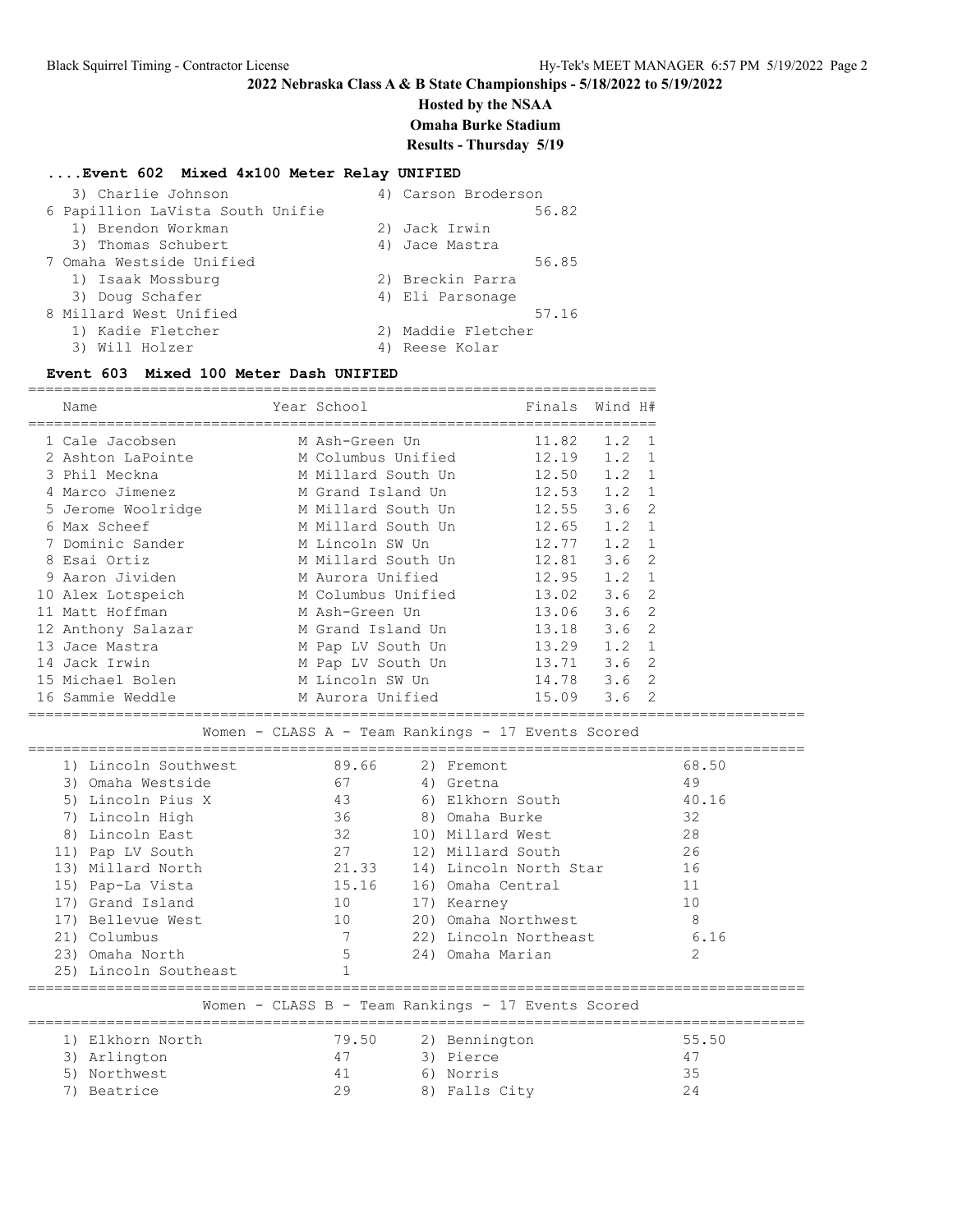## 2022 Nebraska Class A & B State Championships - 5/18/2022 to 5/19/2022

**Hosted by the NSAA**
**Omaha Burke Stadium**
**Results - Thursday 5/19**

### ....Event 602 Mixed 4x100 Meter Relay UNIFIED

| Place | Team | Finals |
|---|---|---|
| | 3) Charlie Johnson; 4) Carson Broderson | |
| 6 | Papillion LaVista South Unifie | 56.82 |
| | 1) Brendon Workman; 2) Jack Irwin; 3) Thomas Schubert; 4) Jace Mastra | |
| 7 | Omaha Westside Unified | 56.85 |
| | 1) Isaak Mossburg; 2) Breckin Parra; 3) Doug Schafer; 4) Eli Parsonage | |
| 8 | Millard West Unified | 57.16 |
| | 1) Kadie Fletcher; 2) Maddie Fletcher; 3) Will Holzer; 4) Reese Kolar | |

### Event 603 Mixed 100 Meter Dash UNIFIED

| Place | Name | Year | School | Finals | Wind | H# |
|---|---|---|---|---|---|---|
| 1 | Cale Jacobsen | M | Ash-Green Un | 11.82 | 1.2 | 1 |
| 2 | Ashton LaPointe | M | Columbus Unified | 12.19 | 1.2 | 1 |
| 3 | Phil Meckna | M | Millard South Un | 12.50 | 1.2 | 1 |
| 4 | Marco Jimenez | M | Grand Island Un | 12.53 | 1.2 | 1 |
| 5 | Jerome Woolridge | M | Millard South Un | 12.55 | 3.6 | 2 |
| 6 | Max Scheef | M | Millard South Un | 12.65 | 1.2 | 1 |
| 7 | Dominic Sander | M | Lincoln SW Un | 12.77 | 1.2 | 1 |
| 8 | Esai Ortiz | M | Millard South Un | 12.81 | 3.6 | 2 |
| 9 | Aaron Jividen | M | Aurora Unified | 12.95 | 1.2 | 1 |
| 10 | Alex Lotspeich | M | Columbus Unified | 13.02 | 3.6 | 2 |
| 11 | Matt Hoffman | M | Ash-Green Un | 13.06 | 3.6 | 2 |
| 12 | Anthony Salazar | M | Grand Island Un | 13.18 | 3.6 | 2 |
| 13 | Jace Mastra | M | Pap LV South Un | 13.29 | 1.2 | 1 |
| 14 | Jack Irwin | M | Pap LV South Un | 13.71 | 3.6 | 2 |
| 15 | Michael Bolen | M | Lincoln SW Un | 14.78 | 3.6 | 2 |
| 16 | Sammie Weddle | M | Aurora Unified | 15.09 | 3.6 | 2 |

### Women - CLASS A - Team Rankings - 17 Events Scored

| Rank | Team | Points | Rank | Team | Points |
|---|---|---|---|---|---|
| 1) | Lincoln Southwest | 89.66 | 2) | Fremont | 68.50 |
| 3) | Omaha Westside | 67 | 4) | Gretna | 49 |
| 5) | Lincoln Pius X | 43 | 6) | Elkhorn South | 40.16 |
| 7) | Lincoln High | 36 | 8) | Omaha Burke | 32 |
| 8) | Lincoln East | 32 | 10) | Millard West | 28 |
| 11) | Pap LV South | 27 | 12) | Millard South | 26 |
| 13) | Millard North | 21.33 | 14) | Lincoln North Star | 16 |
| 15) | Pap-La Vista | 15.16 | 16) | Omaha Central | 11 |
| 17) | Grand Island | 10 | 17) | Kearney | 10 |
| 17) | Bellevue West | 10 | 20) | Omaha Northwest | 8 |
| 21) | Columbus | 7 | 22) | Lincoln Northeast | 6.16 |
| 23) | Omaha North | 5 | 24) | Omaha Marian | 2 |
| 25) | Lincoln Southeast | 1 | | | |

### Women - CLASS B - Team Rankings - 17 Events Scored

| Rank | Team | Points | Rank | Team | Points |
|---|---|---|---|---|---|
| 1) | Elkhorn North | 79.50 | 2) | Bennington | 55.50 |
| 3) | Arlington | 47 | 3) | Pierce | 47 |
| 5) | Northwest | 41 | 6) | Norris | 35 |
| 7) | Beatrice | 29 | 8) | Falls City | 24 |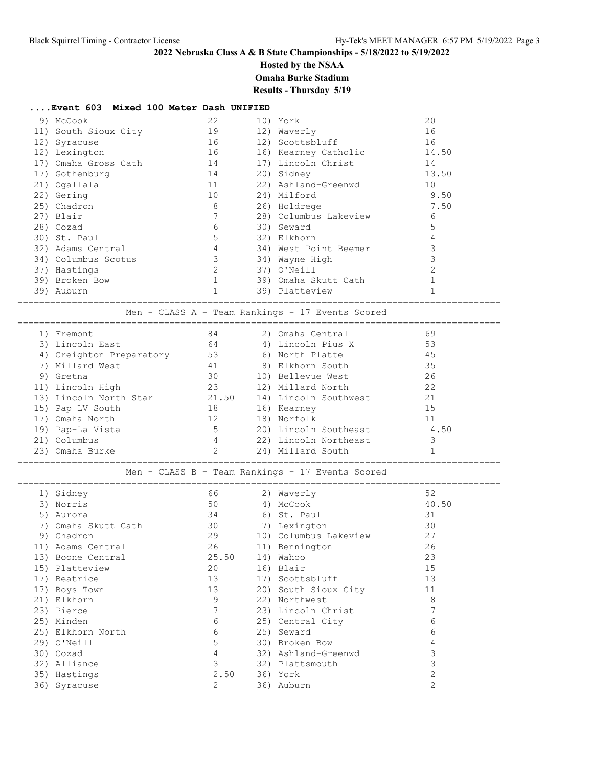**2022 Nebraska Class A & B State Championships - 5/18/2022 to 5/19/2022**

**Hosted by the NSAA**

**Omaha Burke Stadium**

**Results - Thursday 5/19**

### ....Event 603 Mixed 100 Meter Dash UNIFIED

| Place | Team | Points | Place | Team | Points |
|---|---|---|---|---|---|
| 9) | McCook | 22 | 10) | York | 20 |
| 11) | South Sioux City | 19 | 12) | Waverly | 16 |
| 12) | Syracuse | 16 | 12) | Scottsbluff | 16 |
| 12) | Lexington | 16 | 16) | Kearney Catholic | 14.50 |
| 17) | Omaha Gross Cath | 14 | 17) | Lincoln Christ | 14 |
| 17) | Gothenburg | 14 | 20) | Sidney | 13.50 |
| 21) | Ogallala | 11 | 22) | Ashland-Greenwd | 10 |
| 22) | Gering | 10 | 24) | Milford | 9.50 |
| 25) | Chadron | 8 | 26) | Holdrege | 7.50 |
| 27) | Blair | 7 | 28) | Columbus Lakeview | 6 |
| 28) | Cozad | 6 | 30) | Seward | 5 |
| 30) | St. Paul | 5 | 32) | Elkhorn | 4 |
| 32) | Adams Central | 4 | 34) | West Point Beemer | 3 |
| 34) | Columbus Scotus | 3 | 34) | Wayne High | 3 |
| 37) | Hastings | 2 | 37) | O'Neill | 2 |
| 39) | Broken Bow | 1 | 39) | Omaha Skutt Cath | 1 |
| 39) | Auburn | 1 | 39) | Platteview | 1 |

### Men - CLASS A - Team Rankings - 17 Events Scored

| Place | Team | Points | Place | Team | Points |
|---|---|---|---|---|---|
| 1) | Fremont | 84 | 2) | Omaha Central | 69 |
| 3) | Lincoln East | 64 | 4) | Lincoln Pius X | 53 |
| 4) | Creighton Preparatory | 53 | 6) | North Platte | 45 |
| 7) | Millard West | 41 | 8) | Elkhorn South | 35 |
| 9) | Gretna | 30 | 10) | Bellevue West | 26 |
| 11) | Lincoln High | 23 | 12) | Millard North | 22 |
| 13) | Lincoln North Star | 21.50 | 14) | Lincoln Southwest | 21 |
| 15) | Pap LV South | 18 | 16) | Kearney | 15 |
| 17) | Omaha North | 12 | 18) | Norfolk | 11 |
| 19) | Pap-La Vista | 5 | 20) | Lincoln Southeast | 4.50 |
| 21) | Columbus | 4 | 22) | Lincoln Northeast | 3 |
| 23) | Omaha Burke | 2 | 24) | Millard South | 1 |

### Men - CLASS B - Team Rankings - 17 Events Scored

| Place | Team | Points | Place | Team | Points |
|---|---|---|---|---|---|
| 1) | Sidney | 66 | 2) | Waverly | 52 |
| 3) | Norris | 50 | 4) | McCook | 40.50 |
| 5) | Aurora | 34 | 6) | St. Paul | 31 |
| 7) | Omaha Skutt Cath | 30 | 7) | Lexington | 30 |
| 9) | Chadron | 29 | 10) | Columbus Lakeview | 27 |
| 11) | Adams Central | 26 | 11) | Bennington | 26 |
| 13) | Boone Central | 25.50 | 14) | Wahoo | 23 |
| 15) | Platteview | 20 | 16) | Blair | 15 |
| 17) | Beatrice | 13 | 17) | Scottsbluff | 13 |
| 17) | Boys Town | 13 | 20) | South Sioux City | 11 |
| 21) | Elkhorn | 9 | 22) | Northwest | 8 |
| 23) | Pierce | 7 | 23) | Lincoln Christ | 7 |
| 25) | Minden | 6 | 25) | Central City | 6 |
| 25) | Elkhorn North | 6 | 25) | Seward | 6 |
| 29) | O'Neill | 5 | 30) | Broken Bow | 4 |
| 30) | Cozad | 4 | 32) | Ashland-Greenwd | 3 |
| 32) | Alliance | 3 | 32) | Plattsmouth | 3 |
| 35) | Hastings | 2.50 | 36) | York | 2 |
| 36) | Syracuse | 2 | 36) | Auburn | 2 |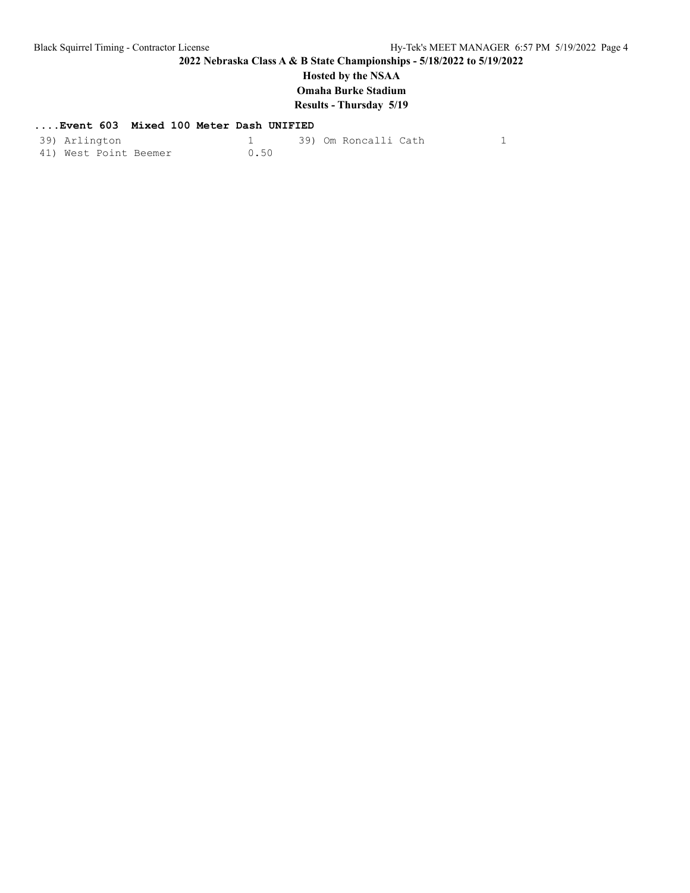**....Event 603 Mixed 100 Meter Dash UNIFIED**

| | | | |
|---|---|---|---|
| 39) Arlington | 1 | 39) Om Roncalli Cath | 1 |
| 41) West Point Beemer | 0.50 | | |